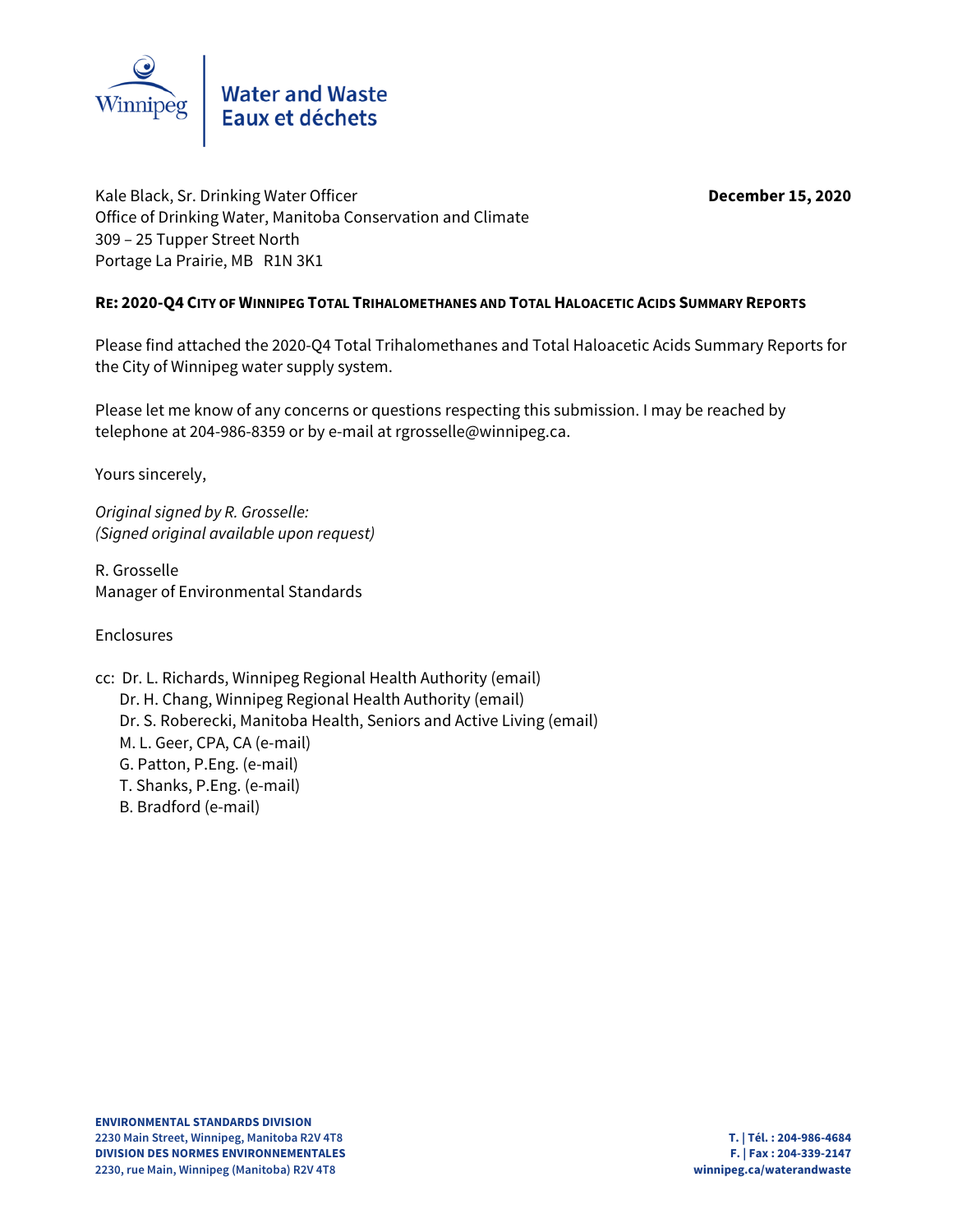Water and Waste
Eaux et déchets

Kale Black, Sr. Drinking Water Officer
Office of Drinking Water, Manitoba Conservation and Climate
309 – 25 Tupper Street North
Portage La Prairie, MB R1N 3K1

**December 15, 2020**

**RE: 2020-Q4 CITY OF WINNIPEG TOTAL TRIHALOMETHANES AND TOTAL HALOACETIC ACIDS SUMMARY REPORTS**

Please find attached the 2020-Q4 Total Trihalomethanes and Total Haloacetic Acids Summary Reports for the City of Winnipeg water supply system.

Please let me know of any concerns or questions respecting this submission. I may be reached by telephone at 204-986-8359 or by e-mail at rgrosselle@winnipeg.ca.

Yours sincerely,

*Original signed by R. Grosselle:*
*(Signed original available upon request)*

R. Grosselle
Manager of Environmental Standards

Enclosures

cc: Dr. L. Richards, Winnipeg Regional Health Authority (email)
Dr. H. Chang, Winnipeg Regional Health Authority (email)
Dr. S. Roberecki, Manitoba Health, Seniors and Active Living (email)
M. L. Geer, CPA, CA (e-mail)
G. Patton, P.Eng. (e-mail)
T. Shanks, P.Eng. (e-mail)
B. Bradford (e-mail)

**ENVIRONMENTAL STANDARDS DIVISION**
**2230 Main Street, Winnipeg, Manitoba R2V 4T8**
**DIVISION DES NORMES ENVIRONNEMENTALES**
**2230, rue Main, Winnipeg (Manitoba) R2V 4T8**

**T. | Tél. : 204-986-4684**
**F. | Fax : 204-339-2147**
**winnipeg.ca/waterandwaste**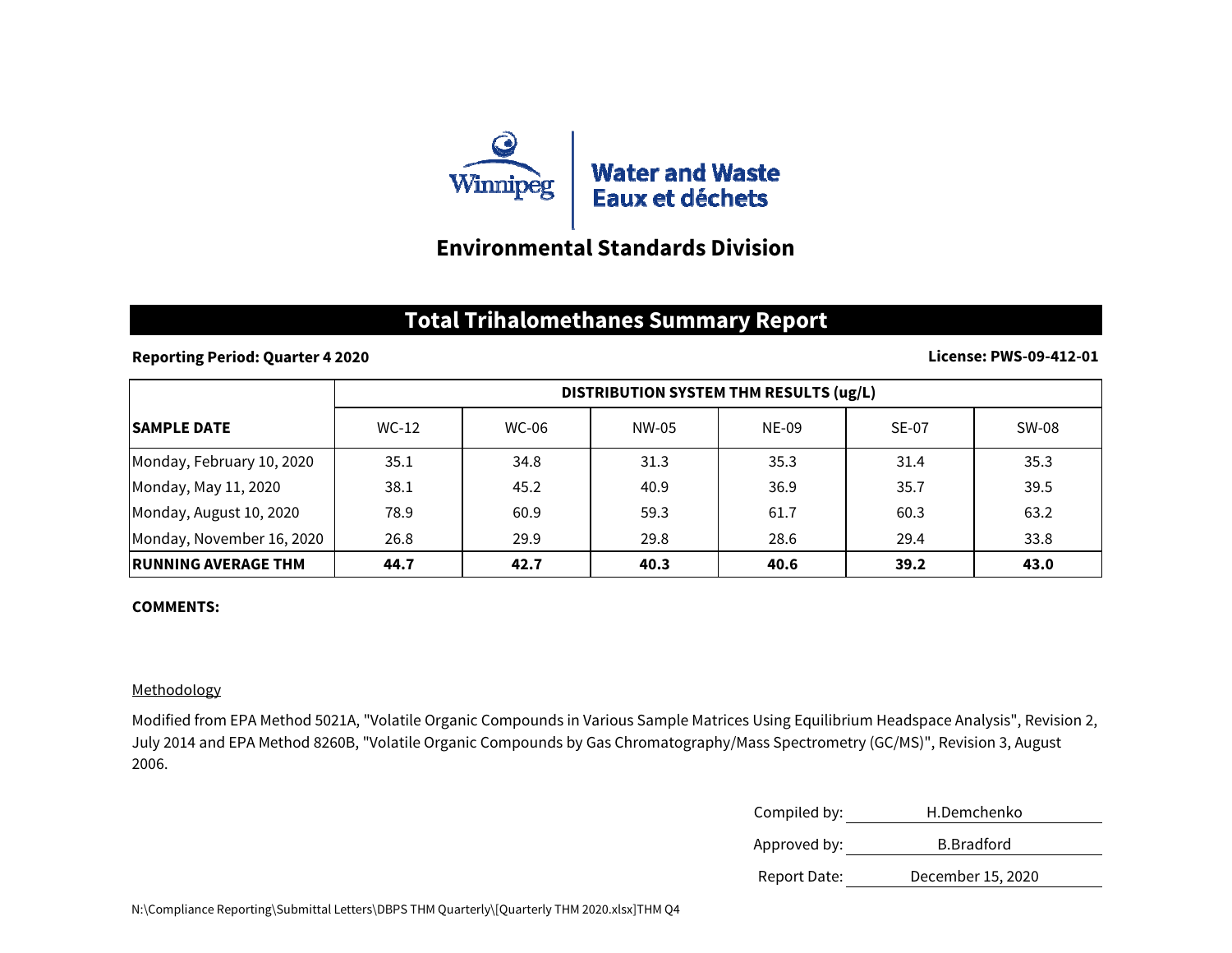Water and Waste
Eaux et déchets

## Environmental Standards Division

# Total Trihalomethanes Summary Report

**Reporting Period: Quarter 4 2020** **License: PWS-09-412-01**

| SAMPLE DATE | DISTRIBUTION SYSTEM THM RESULTS (ug/L) | | | | | |
|---|---|---|---|---|---|---|
| | WC-12 | WC-06 | NW-05 | NE-09 | SE-07 | SW-08 |
| Monday, February 10, 2020 | 35.1 | 34.8 | 31.3 | 35.3 | 31.4 | 35.3 |
| Monday, May 11, 2020 | 38.1 | 45.2 | 40.9 | 36.9 | 35.7 | 39.5 |
| Monday, August 10, 2020 | 78.9 | 60.9 | 59.3 | 61.7 | 60.3 | 63.2 |
| Monday, November 16, 2020 | 26.8 | 29.9 | 29.8 | 28.6 | 29.4 | 33.8 |
| **RUNNING AVERAGE THM** | **44.7** | **42.7** | **40.3** | **40.6** | **39.2** | **43.0** |

**COMMENTS:**

Methodology

Modified from EPA Method 5021A, "Volatile Organic Compounds in Various Sample Matrices Using Equilibrium Headspace Analysis", Revision 2, July 2014 and EPA Method 8260B, "Volatile Organic Compounds by Gas Chromatography/Mass Spectrometry (GC/MS)", Revision 3, August 2006.

Compiled by: H.Demchenko

Approved by: B.Bradford

Report Date: December 15, 2020

N:\Compliance Reporting\Submittal Letters\DBPS THM Quarterly\[Quarterly THM 2020.xlsx]THM Q4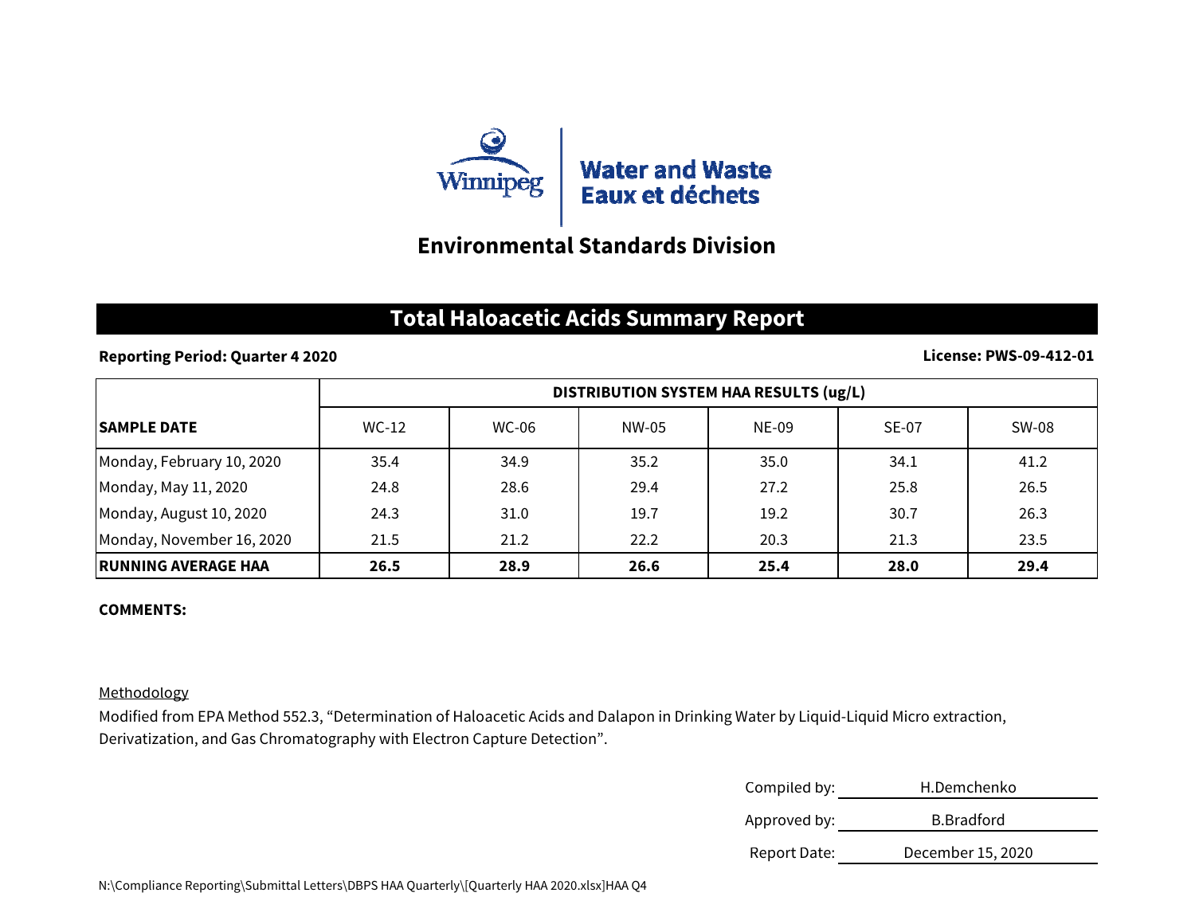Winnipeg | **Water and Waste** **Eaux et déchets**

## Environmental Standards Division

# Total Haloacetic Acids Summary Report

**Reporting Period: Quarter 4 2020** **License: PWS-09-412-01**

| SAMPLE DATE | DISTRIBUTION SYSTEM HAA RESULTS (ug/L) | | | | | |
|---|---|---|---|---|---|---|
| | WC-12 | WC-06 | NW-05 | NE-09 | SE-07 | SW-08 |
| Monday, February 10, 2020 | 35.4 | 34.9 | 35.2 | 35.0 | 34.1 | 41.2 |
| Monday, May 11, 2020 | 24.8 | 28.6 | 29.4 | 27.2 | 25.8 | 26.5 |
| Monday, August 10, 2020 | 24.3 | 31.0 | 19.7 | 19.2 | 30.7 | 26.3 |
| Monday, November 16, 2020 | 21.5 | 21.2 | 22.2 | 20.3 | 21.3 | 23.5 |
| **RUNNING AVERAGE HAA** | **26.5** | **28.9** | **26.6** | **25.4** | **28.0** | **29.4** |

**COMMENTS:**

Methodology

Modified from EPA Method 552.3, “Determination of Haloacetic Acids and Dalapon in Drinking Water by Liquid-Liquid Micro extraction, Derivatization, and Gas Chromatography with Electron Capture Detection”.

Compiled by: H.Demchenko

Approved by: B.Bradford

Report Date: December 15, 2020

N:\Compliance Reporting\Submittal Letters\DBPS HAA Quarterly\[Quarterly HAA 2020.xlsx]HAA Q4